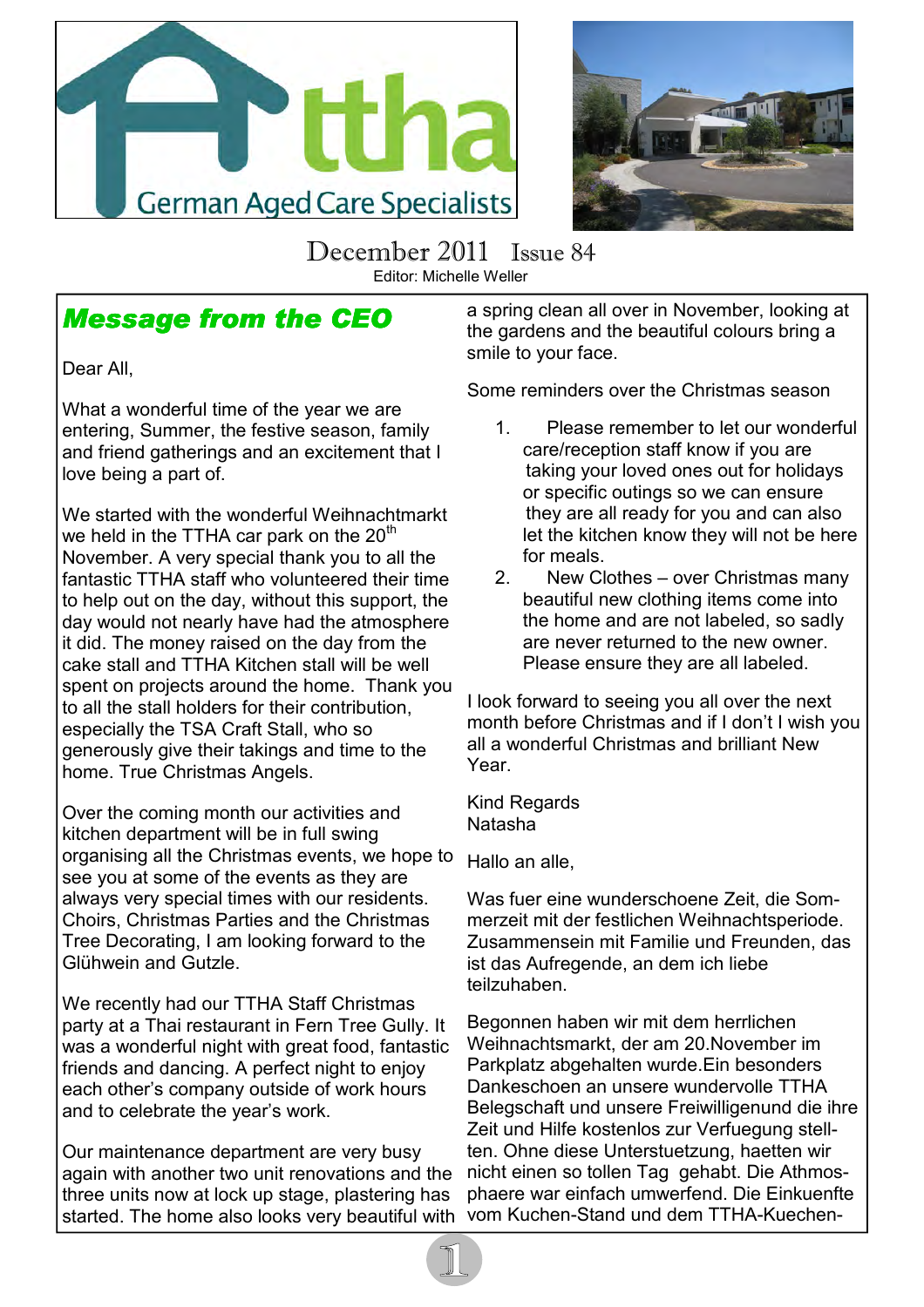Attha German Aged Care Specialists

December 2011 Issue 84

Editor: Michelle Weller

## Message from the CEO

Dear All,

What a wonderful time of the year we are entering, Summer, the festive season, family and friend gatherings and an excitement that I love being a part of.

We started with the wonderful Weihnachtmarkt we held in the TTHA car park on the 20th November. A very special thank you to all the fantastic TTHA staff who volunteered their time to help out on the day, without this support, the day would not nearly have had the atmosphere it did. The money raised on the day from the cake stall and TTHA Kitchen stall will be well spent on projects around the home. Thank you to all the stall holders for their contribution, especially the TSA Craft Stall, who so generously give their takings and time to the home. True Christmas Angels.

Over the coming month our activities and kitchen department will be in full swing organising all the Christmas events, we hope to see you at some of the events as they are always very special times with our residents. Choirs, Christmas Parties and the Christmas Tree Decorating, I am looking forward to the Glühwein and Gutzle.

We recently had our TTHA Staff Christmas party at a Thai restaurant in Fern Tree Gully. It was a wonderful night with great food, fantastic friends and dancing. A perfect night to enjoy each other's company outside of work hours and to celebrate the year's work.

Our maintenance department are very busy again with another two unit renovations and the three units now at lock up stage, plastering has started. The home also looks very beautiful with a spring clean all over in November, looking at the gardens and the beautiful colours bring a smile to your face.

Some reminders over the Christmas season

1. Please remember to let our wonderful care/reception staff know if you are taking your loved ones out for holidays or specific outings so we can ensure they are all ready for you and can also let the kitchen know they will not be here for meals.
2. New Clothes – over Christmas many beautiful new clothing items come into the home and are not labeled, so sadly are never returned to the new owner. Please ensure they are all labeled.

I look forward to seeing you all over the next month before Christmas and if I don't I wish you all a wonderful Christmas and brilliant New Year.

Kind Regards
Natasha

Hallo an alle,

Was fuer eine wunderschoene Zeit, die Sommerzeit mit der festlichen Weihnachtsperiode. Zusammensein mit Familie und Freunden, das ist das Aufregende, an dem ich liebe teilzuhaben.

Begonnen haben wir mit dem herrlichen Weihnachtsmarkt, der am 20.November im Parkplatz abgehalten wurde.Ein besonders Dankeschoen an unsere wundervolle TTHA Belegschaft und unsere Freiwilligenund die ihre Zeit und Hilfe kostenlos zur Verfuegung stellten. Ohne diese Unterstuetzung, haetten wir nicht einen so tollen Tag gehabt. Die Athmosphaere war einfach umwerfend. Die Einkuenfte vom Kuchen-Stand und dem TTHA-Kuechen-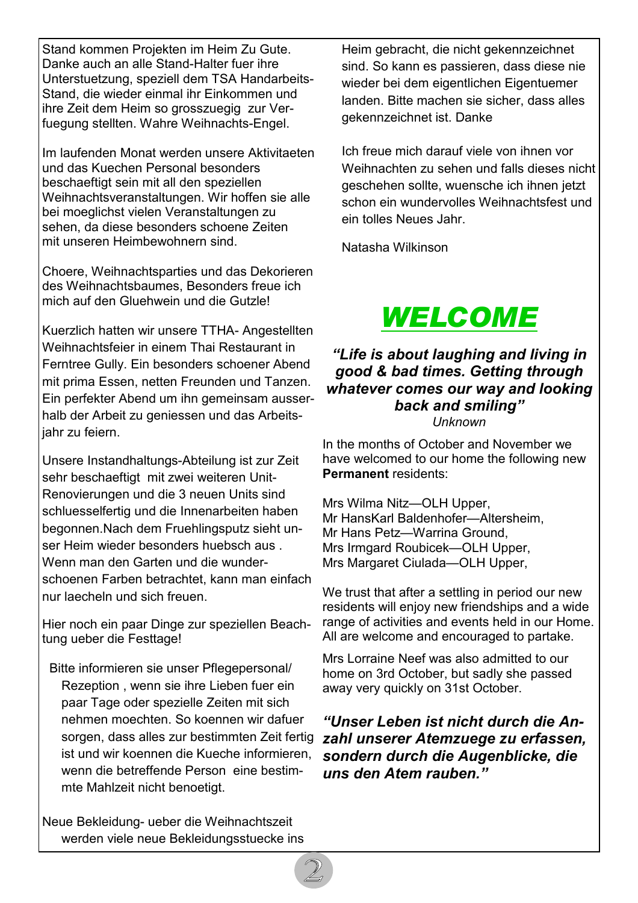Stand kommen Projekten im Heim Zu Gute. Danke auch an alle Stand-Halter fuer ihre Unterstuetzung, speziell dem TSA Handarbeits-Stand, die wieder einmal ihr Einkommen und ihre Zeit dem Heim so grosszuegig zur Verfuegung stellten. Wahre Weihnachts-Engel.

Im laufenden Monat werden unsere Aktivitaeten und das Kuechen Personal besonders beschaeftigt sein mit all den speziellen Weihnachtsveranstaltungen. Wir hoffen sie alle bei moeglichst vielen Veranstaltungen zu sehen, da diese besonders schoene Zeiten mit unseren Heimbewohnern sind.

Choere, Weihnachtsparties und das Dekorieren des Weihnachtsbaumes, Besonders freue ich mich auf den Gluehwein und die Gutzle!

Kuerzlich hatten wir unsere TTHA- Angestellten Weihnachtsfeier in einem Thai Restaurant in Ferntree Gully. Ein besonders schoener Abend mit prima Essen, netten Freunden und Tanzen. Ein perfekter Abend um ihn gemeinsam ausserhalb der Arbeit zu geniessen und das Arbeitsjahr zu feiern.

Unsere Instandhaltungs-Abteilung ist zur Zeit sehr beschaeftigt mit zwei weiteren Unit-Renovierungen und die 3 neuen Units sind schluesselfertig und die Innenarbeiten haben begonnen.Nach dem Fruehlingsputz sieht unser Heim wieder besonders huebsch aus . Wenn man den Garten und die wunderschoenen Farben betrachtet, kann man einfach nur laecheln und sich freuen.

Hier noch ein paar Dinge zur speziellen Beachtung ueber die Festtage!

Bitte informieren sie unser Pflegepersonal/ Rezeption , wenn sie ihre Lieben fuer ein paar Tage oder spezielle Zeiten mit sich nehmen moechten. So koennen wir dafuer sorgen, dass alles zur bestimmten Zeit fertig ist und wir koennen die Kueche informieren, wenn die betreffende Person eine bestimmte Mahlzeit nicht benoetigt.

Neue Bekleidung- ueber die Weihnachtszeit werden viele neue Bekleidungsstuecke ins Heim gebracht, die nicht gekennzeichnet sind. So kann es passieren, dass diese nie wieder bei dem eigentlichen Eigentuemer landen. Bitte machen sie sicher, dass alles gekennzeichnet ist. Danke

Ich freue mich darauf viele von ihnen vor Weihnachten zu sehen und falls dieses nicht geschehen sollte, wuensche ich ihnen jetzt schon ein wundervolles Weihnachtsfest und ein tolles Neues Jahr.

Natasha Wilkinson

# *WELCOME*

***"Life is about laughing and living in good & bad times. Getting through whatever comes our way and looking back and smiling"***

*Unknown*

In the months of October and November we have welcomed to our home the following new **Permanent** residents:

Mrs Wilma Nitz—OLH Upper,
Mr HansKarl Baldenhofer—Altersheim,
Mr Hans Petz—Warrina Ground,
Mrs Irmgard Roubicek—OLH Upper,
Mrs Margaret Ciulada—OLH Upper,

We trust that after a settling in period our new residents will enjoy new friendships and a wide range of activities and events held in our Home. All are welcome and encouraged to partake.

Mrs Lorraine Neef was also admitted to our home on 3rd October, but sadly she passed away very quickly on 31st October.

***"Unser Leben ist nicht durch die Anzahl unserer Atemzuege zu erfassen, sondern durch die Augenblicke, die uns den Atem rauben."***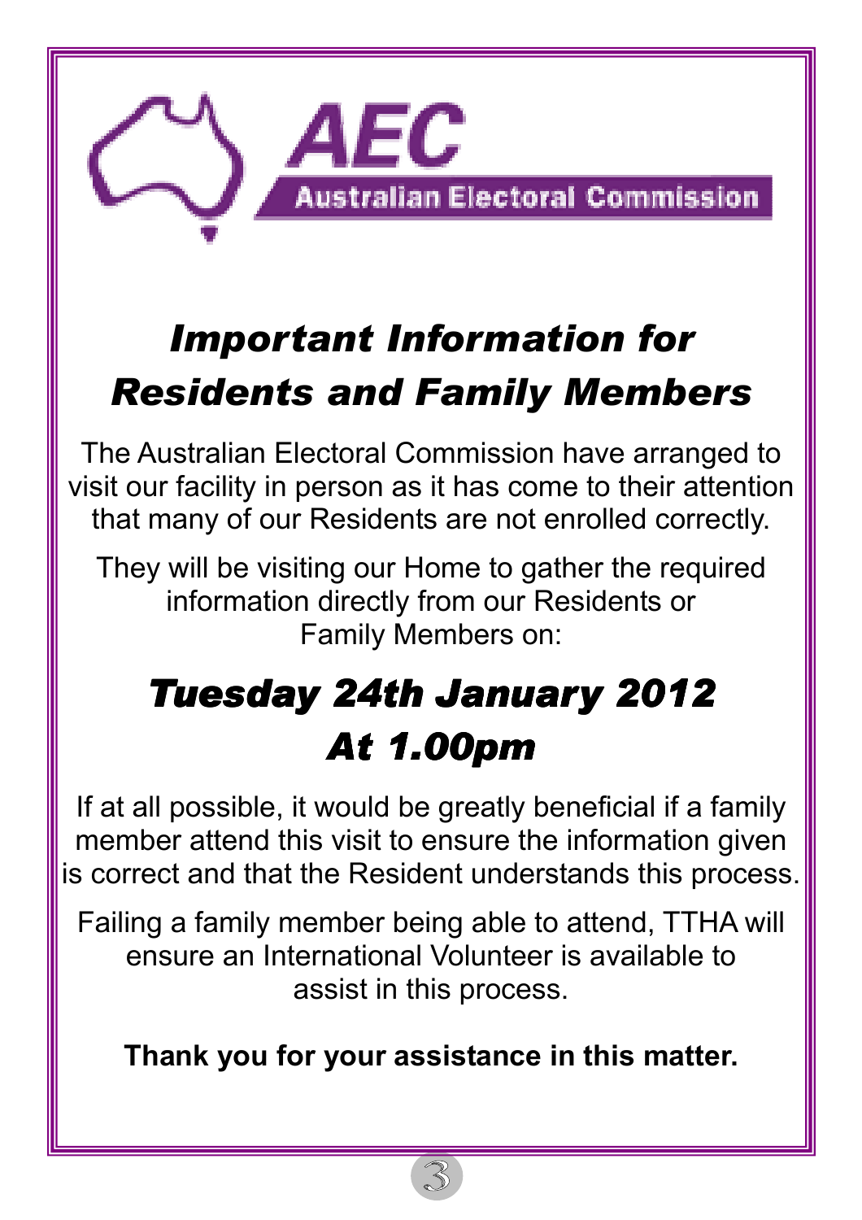AEC

Australian Electoral Commission

# *Important Information for Residents and Family Members*

The Australian Electoral Commission have arranged to visit our facility in person as it has come to their attention that many of our Residents are not enrolled correctly.

They will be visiting our Home to gather the required information directly from our Residents or Family Members on:

## *Tuesday 24th January 2012*
## *At 1.00pm*

If at all possible, it would be greatly beneficial if a family member attend this visit to ensure the information given is correct and that the Resident understands this process.

Failing a family member being able to attend, TTHA will ensure an International Volunteer is available to assist in this process.

**Thank you for your assistance in this matter.**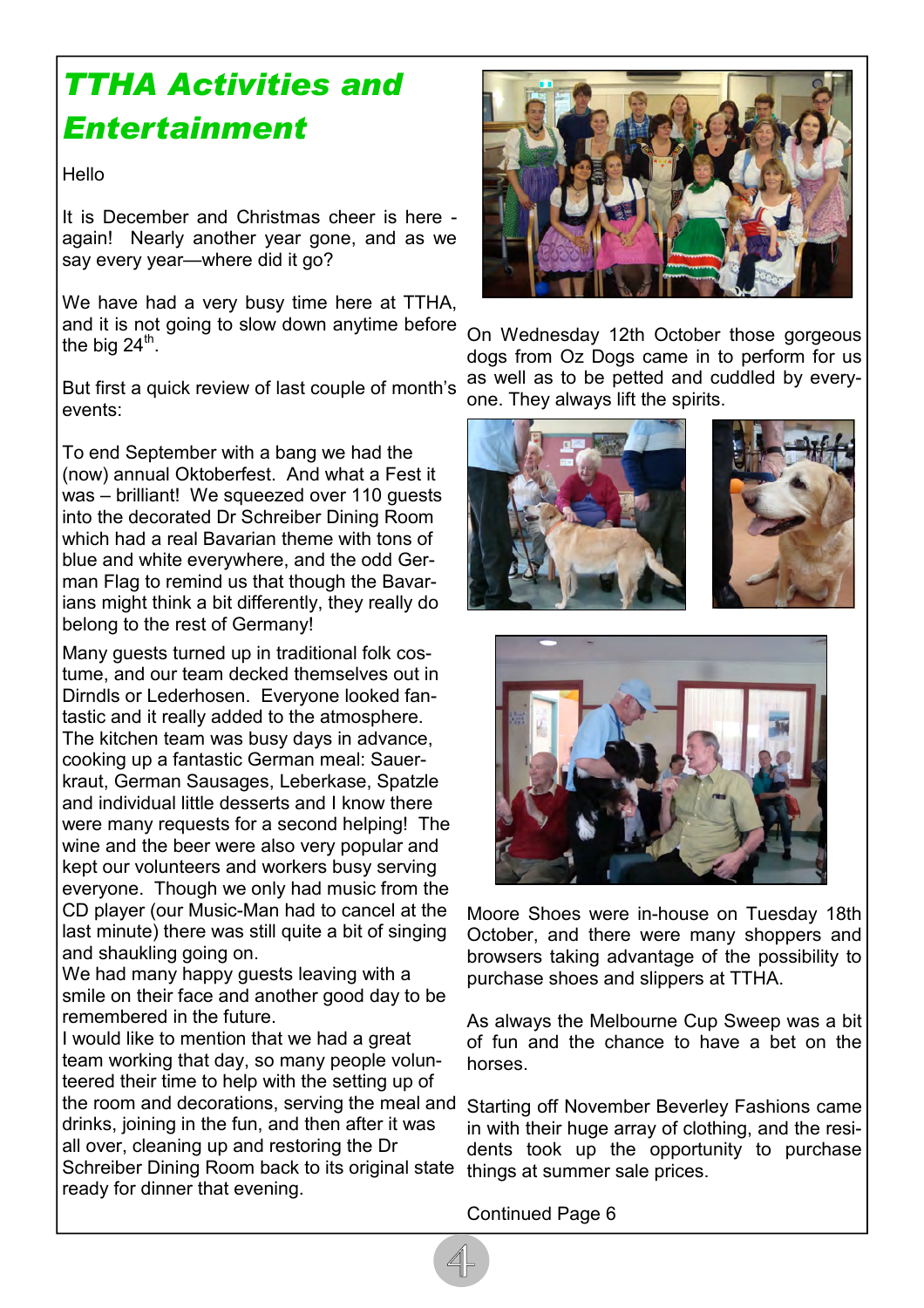# TTHA Activities and Entertainment

Hello

It is December and Christmas cheer is here - again! Nearly another year gone, and as we say every year—where did it go?

We have had a very busy time here at TTHA, and it is not going to slow down anytime before the big 24th.

But first a quick review of last couple of month's events:

To end September with a bang we had the (now) annual Oktoberfest. And what a Fest it was – brilliant! We squeezed over 110 guests into the decorated Dr Schreiber Dining Room which had a real Bavarian theme with tons of blue and white everywhere, and the odd German Flag to remind us that though the Bavarians might think a bit differently, they really do belong to the rest of Germany!

Many guests turned up in traditional folk costume, and our team decked themselves out in Dirndls or Lederhosen. Everyone looked fantastic and it really added to the atmosphere. The kitchen team was busy days in advance, cooking up a fantastic German meal: Sauerkraut, German Sausages, Leberkase, Spatzle and individual little desserts and I know there were many requests for a second helping! The wine and the beer were also very popular and kept our volunteers and workers busy serving everyone. Though we only had music from the CD player (our Music-Man had to cancel at the last minute) there was still quite a bit of singing and shaukling going on.

We had many happy guests leaving with a smile on their face and another good day to be remembered in the future.

I would like to mention that we had a great team working that day, so many people volunteered their time to help with the setting up of the room and decorations, serving the meal and drinks, joining in the fun, and then after it was all over, cleaning up and restoring the Dr Schreiber Dining Room back to its original state ready for dinner that evening.

On Wednesday 12th October those gorgeous dogs from Oz Dogs came in to perform for us as well as to be petted and cuddled by everyone. They always lift the spirits.

Moore Shoes were in-house on Tuesday 18th October, and there were many shoppers and browsers taking advantage of the possibility to purchase shoes and slippers at TTHA.

As always the Melbourne Cup Sweep was a bit of fun and the chance to have a bet on the horses.

Starting off November Beverley Fashions came in with their huge array of clothing, and the residents took up the opportunity to purchase things at summer sale prices.

Continued Page 6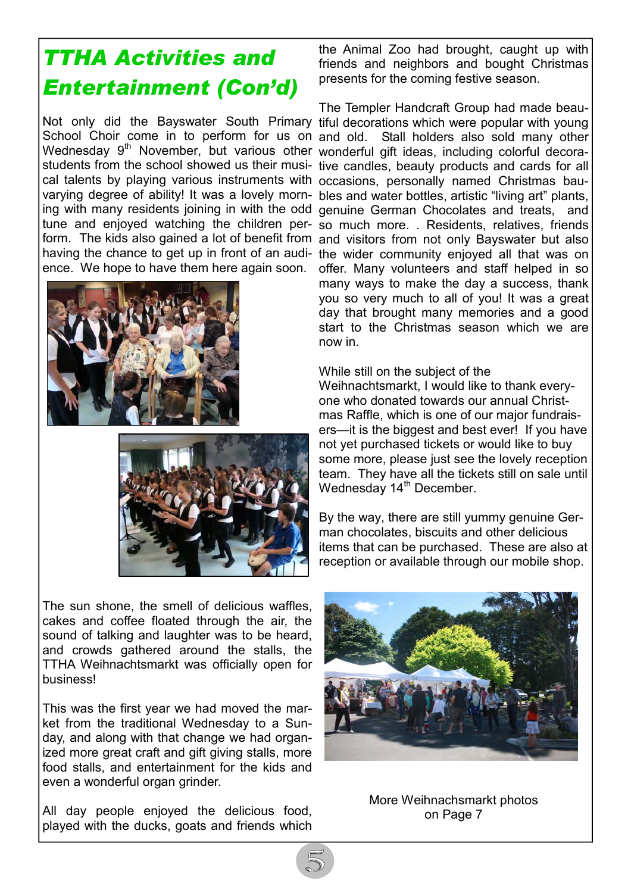# TTHA Activities and Entertainment (Con'd)

Not only did the Bayswater South Primary School Choir come in to perform for us on Wednesday 9th November, but various other students from the school showed us their musical talents by playing various instruments with varying degree of ability! It was a lovely morning with many residents joining in with the odd tune and enjoyed watching the children perform. The kids also gained a lot of benefit from having the chance to get up in front of an audience. We hope to have them here again soon.

The sun shone, the smell of delicious waffles, cakes and coffee floated through the air, the sound of talking and laughter was to be heard, and crowds gathered around the stalls, the TTHA Weihnachtsmarkt was officially open for business!

This was the first year we had moved the market from the traditional Wednesday to a Sunday, and along with that change we had organized more great craft and gift giving stalls, more food stalls, and entertainment for the kids and even a wonderful organ grinder.

All day people enjoyed the delicious food, played with the ducks, goats and friends which the Animal Zoo had brought, caught up with friends and neighbors and bought Christmas presents for the coming festive season.

The Templer Handcraft Group had made beautiful decorations which were popular with young and old. Stall holders also sold many other wonderful gift ideas, including colorful decorative candles, beauty products and cards for all occasions, personally named Christmas baubles and water bottles, artistic "living art" plants, genuine German Chocolates and treats, and so much more. . Residents, relatives, friends and visitors from not only Bayswater but also the wider community enjoyed all that was on offer. Many volunteers and staff helped in so many ways to make the day a success, thank you so very much to all of you! It was a great day that brought many memories and a good start to the Christmas season which we are now in.

While still on the subject of the Weihnachtsmarkt, I would like to thank everyone who donated towards our annual Christmas Raffle, which is one of our major fundraisers—it is the biggest and best ever! If you have not yet purchased tickets or would like to buy some more, please just see the lovely reception team. They have all the tickets still on sale until Wednesday 14th December.

By the way, there are still yummy genuine German chocolates, biscuits and other delicious items that can be purchased. These are also at reception or available through our mobile shop.

More Weihnachsmarkt photos on Page 7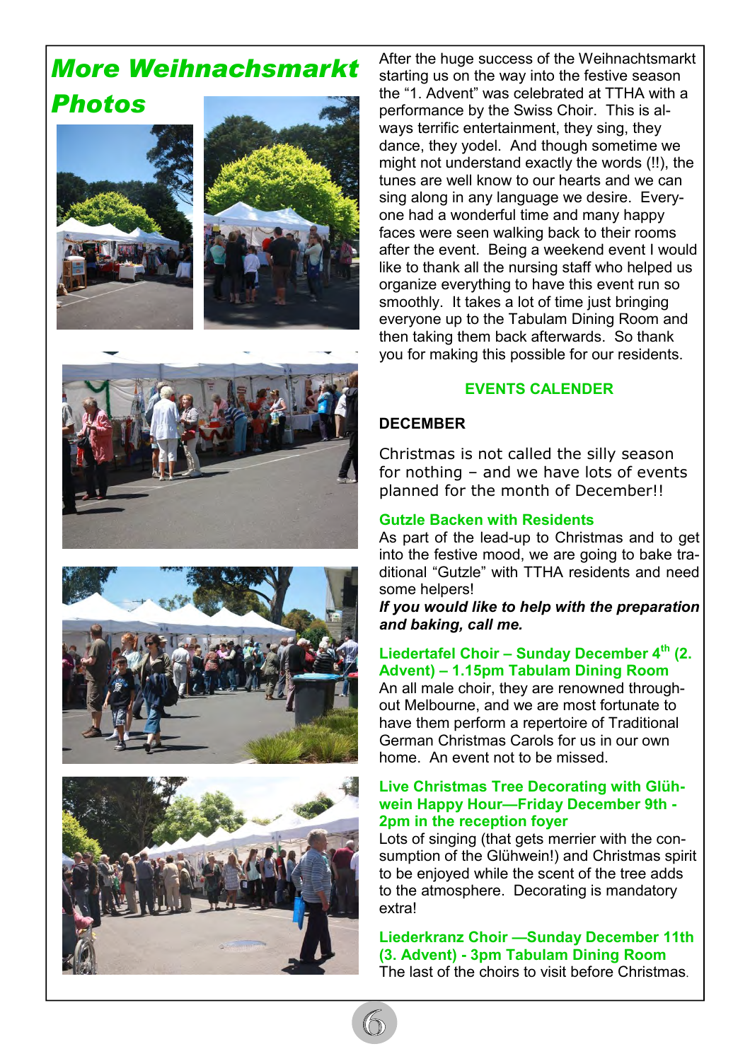# More Weihnachsmarkt Photos

After the huge success of the Weihnachtsmarkt starting us on the way into the festive season the “1. Advent” was celebrated at TTHA with a performance by the Swiss Choir. This is always terrific entertainment, they sing, they dance, they yodel. And though sometime we might not understand exactly the words (!!), the tunes are well know to our hearts and we can sing along in any language we desire. Everyone had a wonderful time and many happy faces were seen walking back to their rooms after the event. Being a weekend event I would like to thank all the nursing staff who helped us organize everything to have this event run so smoothly. It takes a lot of time just bringing everyone up to the Tabulam Dining Room and then taking them back afterwards. So thank you for making this possible for our residents.

## EVENTS CALENDER

**DECEMBER**

Christmas is not called the silly season for nothing – and we have lots of events planned for the month of December!!

### Gutzle Backen with Residents

As part of the lead-up to Christmas and to get into the festive mood, we are going to bake traditional “Gutzle” with TTHA residents and need some helpers!

***If you would like to help with the preparation and baking, call me.***

### Liedertafel Choir – Sunday December 4th (2. Advent) – 1.15pm Tabulam Dining Room

An all male choir, they are renowned throughout Melbourne, and we are most fortunate to have them perform a repertoire of Traditional German Christmas Carols for us in our own home. An event not to be missed.

### Live Christmas Tree Decorating with Glühwein Happy Hour—Friday December 9th - 2pm in the reception foyer

Lots of singing (that gets merrier with the consumption of the Glühwein!) and Christmas spirit to be enjoyed while the scent of the tree adds to the atmosphere. Decorating is mandatory extra!

### Liederkranz Choir —Sunday December 11th (3. Advent) - 3pm Tabulam Dining Room

The last of the choirs to visit before Christmas.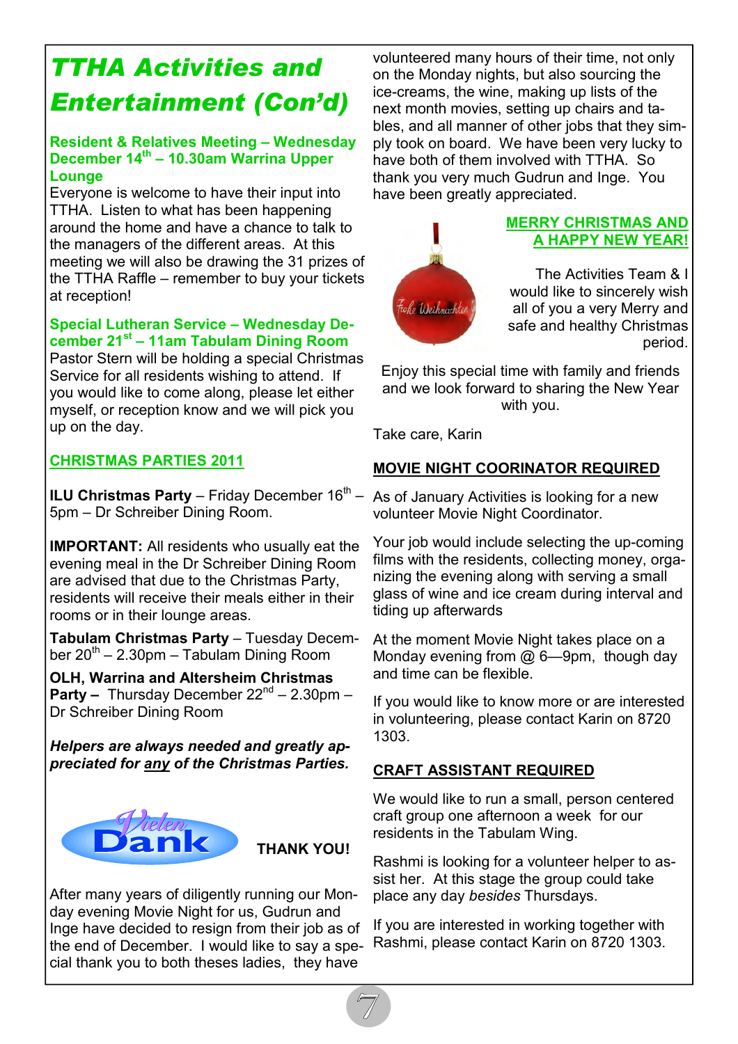# TTHA Activities and Entertainment (Con'd)

**Resident & Relatives Meeting – Wednesday December 14th – 10.30am Warrina Upper Lounge**

Everyone is welcome to have their input into TTHA. Listen to what has been happening around the home and have a chance to talk to the managers of the different areas. At this meeting we will also be drawing the 31 prizes of the TTHA Raffle – remember to buy your tickets at reception!

**Special Lutheran Service – Wednesday December 21st – 11am Tabulam Dining Room**

Pastor Stern will be holding a special Christmas Service for all residents wishing to attend. If you would like to come along, please let either myself, or reception know and we will pick you up on the day.

**CHRISTMAS PARTIES 2011**

**ILU Christmas Party** – Friday December 16th – 5pm – Dr Schreiber Dining Room.

**IMPORTANT:** All residents who usually eat the evening meal in the Dr Schreiber Dining Room are advised that due to the Christmas Party, residents will receive their meals either in their rooms or in their lounge areas.

**Tabulam Christmas Party** – Tuesday December 20th – 2.30pm – Tabulam Dining Room

**OLH, Warrina and Altersheim Christmas Party –** Thursday December 22nd – 2.30pm – Dr Schreiber Dining Room

***Helpers are always needed and greatly appreciated for any of the Christmas Parties.***

Vielen Dank **THANK YOU!**

After many years of diligently running our Monday evening Movie Night for us, Gudrun and Inge have decided to resign from their job as of the end of December. I would like to say a special thank you to both theses ladies, they have volunteered many hours of their time, not only on the Monday nights, but also sourcing the ice-creams, the wine, making up lists of the next month movies, setting up chairs and tables, and all manner of other jobs that they simply took on board. We have been very lucky to have both of them involved with TTHA. So thank you very much Gudrun and Inge. You have been greatly appreciated.

**MERRY CHRISTMAS AND A HAPPY NEW YEAR!**

The Activities Team & I would like to sincerely wish all of you a very Merry and safe and healthy Christmas period.

Enjoy this special time with family and friends and we look forward to sharing the New Year with you.

Take care, Karin

**MOVIE NIGHT COORINATOR REQUIRED**

As of January Activities is looking for a new volunteer Movie Night Coordinator.

Your job would include selecting the up-coming films with the residents, collecting money, organizing the evening along with serving a small glass of wine and ice cream during interval and tiding up afterwards

At the moment Movie Night takes place on a Monday evening from @ 6—9pm, though day and time can be flexible.

If you would like to know more or are interested in volunteering, please contact Karin on 8720 1303.

**CRAFT ASSISTANT REQUIRED**

We would like to run a small, person centered craft group one afternoon a week for our residents in the Tabulam Wing.

Rashmi is looking for a volunteer helper to assist her. At this stage the group could take place any day *besides* Thursdays.

If you are interested in working together with Rashmi, please contact Karin on 8720 1303.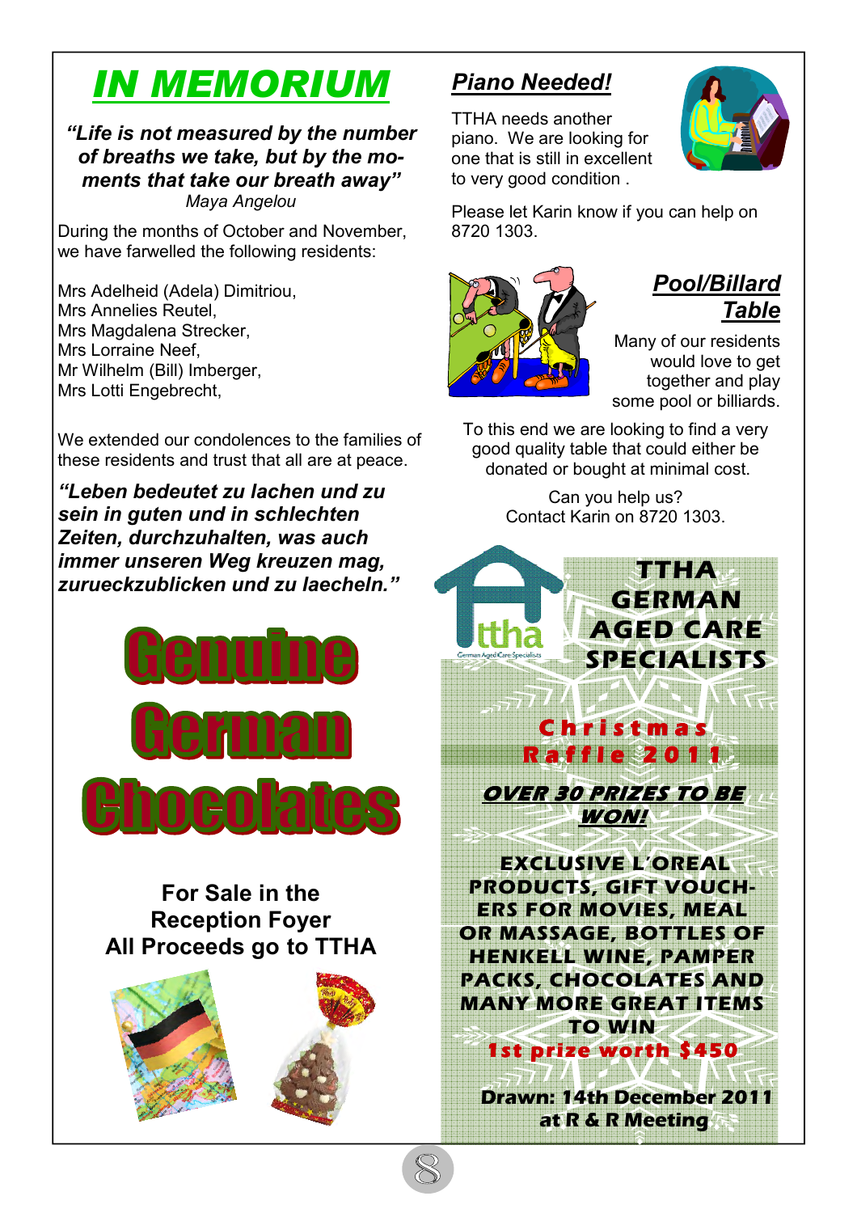# IN MEMORIUM

***"Life is not measured by the number of breaths we take, but by the moments that take our breath away"***
*Maya Angelou*

During the months of October and November, we have farwelled the following residents:

Mrs Adelheid (Adela) Dimitriou,
Mrs Annelies Reutel,
Mrs Magdalena Strecker,
Mrs Lorraine Neef,
Mr Wilhelm (Bill) Imberger,
Mrs Lotti Engebrecht,

We extended our condolences to the families of these residents and trust that all are at peace.

***"Leben bedeutet zu lachen und zu sein in guten und in schlechten Zeiten, durchzuhalten, was auch immer unseren Weg kreuzen mag, zurueckzublicken und zu laecheln."***

# Genuine German Chocolates

**For Sale in the Reception Foyer**
**All Proceeds go to TTHA**

## *Piano Needed!*

TTHA needs another piano. We are looking for one that is still in excellent to very good condition .

Please let Karin know if you can help on 8720 1303.

## *Pool/Billard Table*

Many of our residents would love to get together and play some pool or billiards.

To this end we are looking to find a very good quality table that could either be donated or bought at minimal cost.

Can you help us?
Contact Karin on 8720 1303.

ttha
German Aged Care Specialists

# TTHA GERMAN AGED CARE SPECIALISTS

## Christmas Raffle 2011

***OVER 30 PRIZES TO BE WON!***

**EXCLUSIVE L'OREAL PRODUCTS, GIFT VOUCHERS FOR MOVIES, MEAL OR MASSAGE, BOTTLES OF HENKELL WINE, PAMPER PACKS, CHOCOLATES AND MANY MORE GREAT ITEMS TO WIN**

**1st prize worth $450**

**Drawn: 14th December 2011 at R & R Meeting**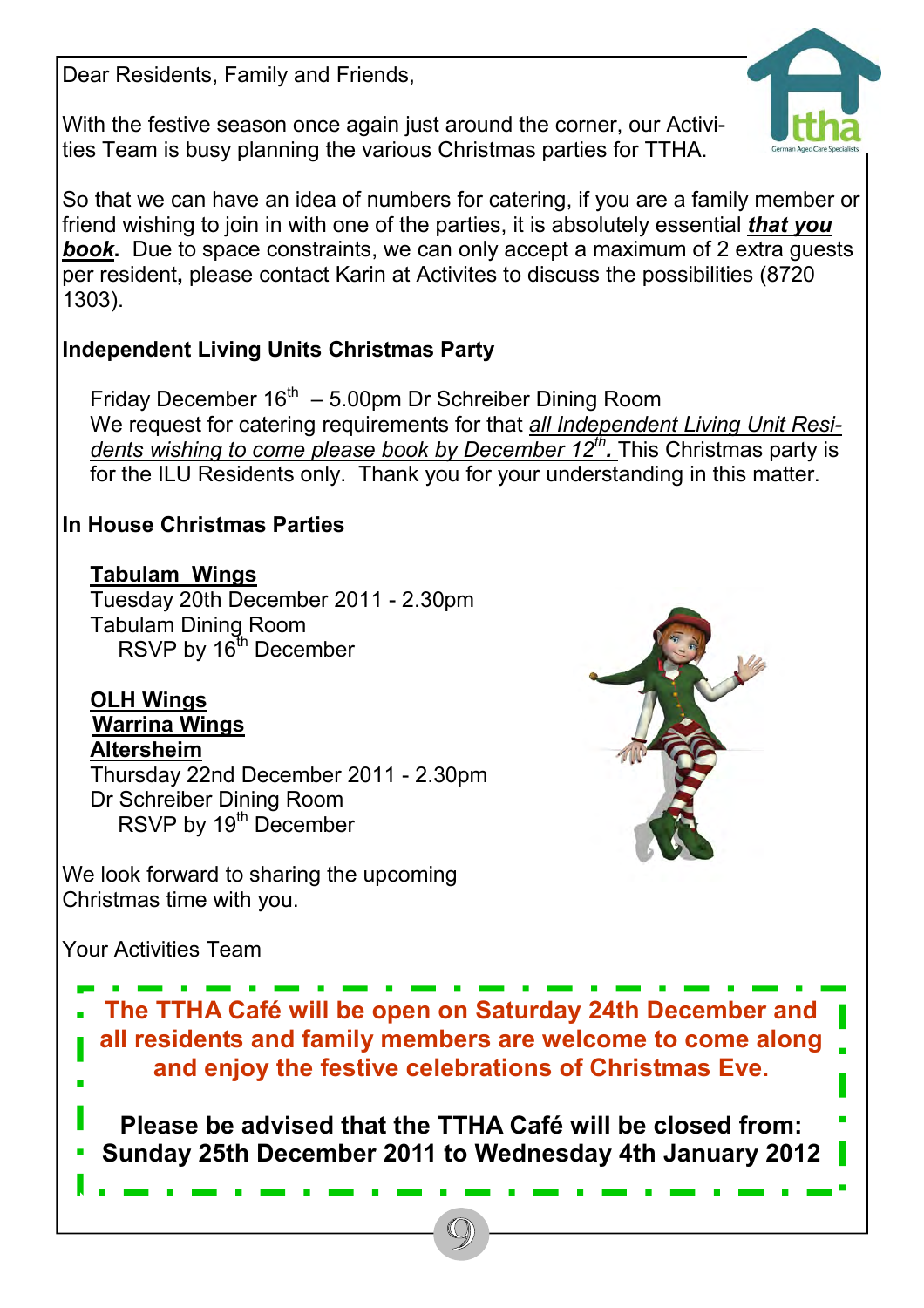Dear Residents, Family and Friends,

With the festive season once again just around the corner, our Activities Team is busy planning the various Christmas parties for TTHA.

So that we can have an idea of numbers for catering, if you are a family member or friend wishing to join in with one of the parties, it is absolutely essential ***that you book***. Due to space constraints, we can only accept a maximum of 2 extra guests per resident**,** please contact Karin at Activites to discuss the possibilities (8720 1303).

**Independent Living Units Christmas Party**

Friday December 16th – 5.00pm Dr Schreiber Dining Room
We request for catering requirements for that *all Independent Living Unit Residents wishing to come please book by December 12th.* This Christmas party is for the ILU Residents only. Thank you for your understanding in this matter.

**In House Christmas Parties**

**Tabulam Wings**
Tuesday 20th December 2011 - 2.30pm
Tabulam Dining Room
RSVP by 16th December

**OLH Wings**
**Warrina Wings**
**Altersheim**
Thursday 22nd December 2011 - 2.30pm
Dr Schreiber Dining Room
RSVP by 19th December

We look forward to sharing the upcoming Christmas time with you.

Your Activities Team

**The TTHA Café will be open on Saturday 24th December and all residents and family members are welcome to come along and enjoy the festive celebrations of Christmas Eve.**

**Please be advised that the TTHA Café will be closed from: Sunday 25th December 2011 to Wednesday 4th January 2012**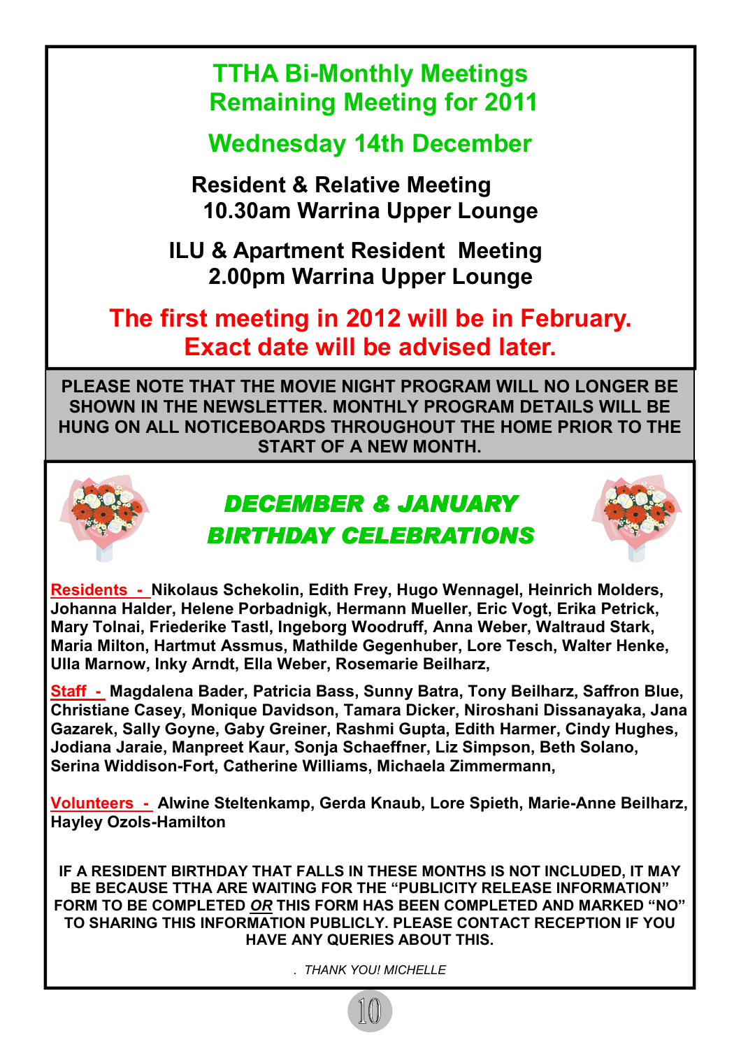## TTHA Bi-Monthly Meetings
## Remaining Meeting for 2011

## Wednesday 14th December

**Resident & Relative Meeting**
**10.30am Warrina Upper Lounge**

**ILU & Apartment Resident Meeting**
**2.00pm Warrina Upper Lounge**

**The first meeting in 2012 will be in February. Exact date will be advised later.**

**PLEASE NOTE THAT THE MOVIE NIGHT PROGRAM WILL NO LONGER BE SHOWN IN THE NEWSLETTER. MONTHLY PROGRAM DETAILS WILL BE HUNG ON ALL NOTICEBOARDS THROUGHOUT THE HOME PRIOR TO THE START OF A NEW MONTH.**

## *DECEMBER & JANUARY BIRTHDAY CELEBRATIONS*

**Residents -** **Nikolaus Schekolin, Edith Frey, Hugo Wennagel, Heinrich Molders, Johanna Halder, Helene Porbadnigk, Hermann Mueller, Eric Vogt, Erika Petrick, Mary Tolnai, Friederike Tastl, Ingeborg Woodruff, Anna Weber, Waltraud Stark, Maria Milton, Hartmut Assmus, Mathilde Gegenhuber, Lore Tesch, Walter Henke, Ulla Marnow, Inky Arndt, Ella Weber, Rosemarie Beilharz,**

**Staff -** **Magdalena Bader, Patricia Bass, Sunny Batra, Tony Beilharz, Saffron Blue, Christiane Casey, Monique Davidson, Tamara Dicker, Niroshani Dissanayaka, Jana Gazarek, Sally Goyne, Gaby Greiner, Rashmi Gupta, Edith Harmer, Cindy Hughes, Jodiana Jaraie, Manpreet Kaur, Sonja Schaeffner, Liz Simpson, Beth Solano, Serina Widdison-Fort, Catherine Williams, Michaela Zimmermann,**

**Volunteers -** **Alwine Steltenkamp, Gerda Knaub, Lore Spieth, Marie-Anne Beilharz, Hayley Ozols-Hamilton**

**IF A RESIDENT BIRTHDAY THAT FALLS IN THESE MONTHS IS NOT INCLUDED, IT MAY BE BECAUSE TTHA ARE WAITING FOR THE "PUBLICITY RELEASE INFORMATION" FORM TO BE COMPLETED *OR* THIS FORM HAS BEEN COMPLETED AND MARKED "NO" TO SHARING THIS INFORMATION PUBLICLY. PLEASE CONTACT RECEPTION IF YOU HAVE ANY QUERIES ABOUT THIS.**

*. THANK YOU! MICHELLE*